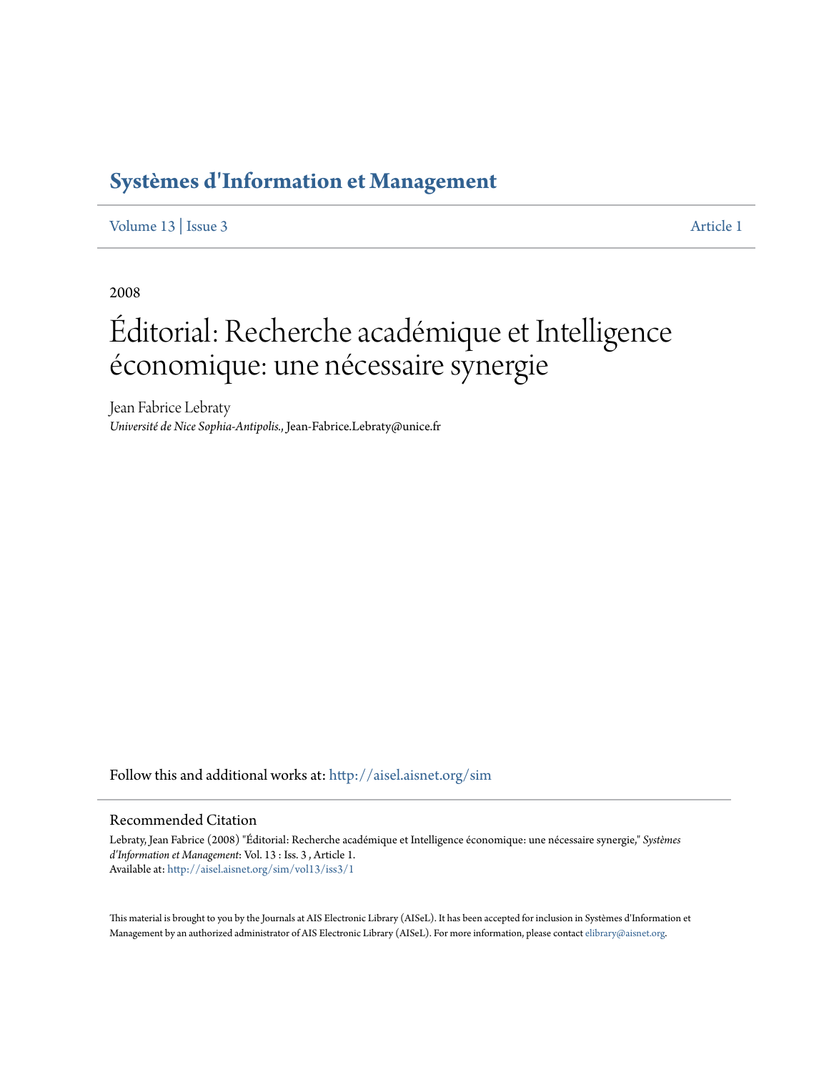# Systèmes d'Information et Management

Volume 13 | Issue 3 Article 1

2008

# Éditorial: Recherche académique et Intelligence économique: une nécessaire synergie

Jean Fabrice Lebraty
*Université de Nice Sophia-Antipolis.*, Jean-Fabrice.Lebraty@unice.fr

Follow this and additional works at: http://aisel.aisnet.org/sim

## Recommended Citation

Lebraty, Jean Fabrice (2008) "Éditorial: Recherche académique et Intelligence économique: une nécessaire synergie," *Systèmes d'Information et Management*: Vol. 13 : Iss. 3 , Article 1.
Available at: http://aisel.aisnet.org/sim/vol13/iss3/1

This material is brought to you by the Journals at AIS Electronic Library (AISeL). It has been accepted for inclusion in Systèmes d'Information et Management by an authorized administrator of AIS Electronic Library (AISeL). For more information, please contact elibrary@aisnet.org.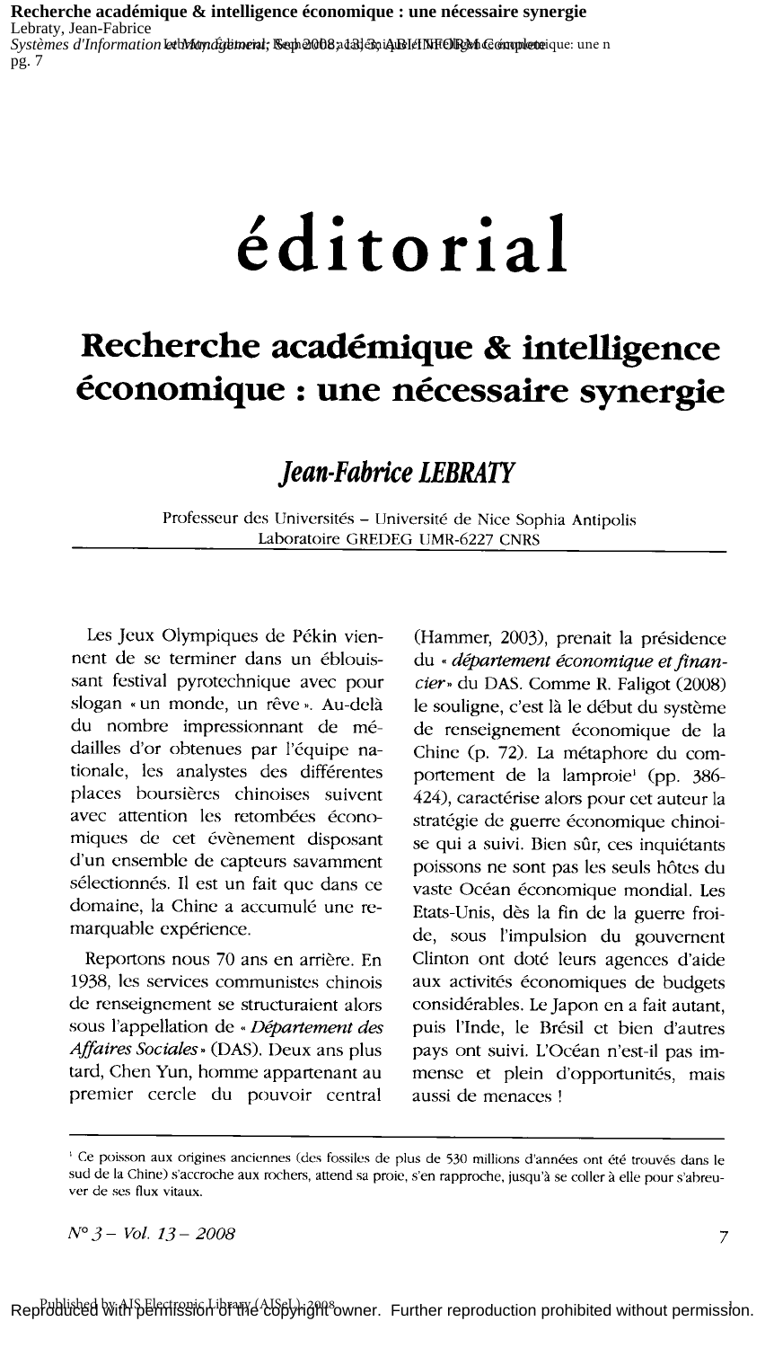# éditorial

## Recherche académique & intelligence économique : une nécessaire synergie

***Jean-Fabrice LEBRATY***

Professeur des Universités – Université de Nice Sophia Antipolis
Laboratoire GREDEG UMR-6227 CNRS

Les Jeux Olympiques de Pékin viennent de se terminer dans un éblouissant festival pyrotechnique avec pour slogan « un monde, un rêve ». Au-delà du nombre impressionnant de médailles d'or obtenues par l'équipe nationale, les analystes des différentes places boursières chinoises suivent avec attention les retombées économiques de cet évènement disposant d'un ensemble de capteurs savamment sélectionnés. Il est un fait que dans ce domaine, la Chine a accumulé une remarquable expérience.

Reportons nous 70 ans en arrière. En 1938, les services communistes chinois de renseignement se structuraient alors sous l'appellation de « *Département des Affaires Sociales* » (DAS). Deux ans plus tard, Chen Yun, homme appartenant au premier cercle du pouvoir central (Hammer, 2003), prenait la présidence du « *département économique et financier* » du DAS. Comme R. Faligot (2008) le souligne, c'est là le début du système de renseignement économique de la Chine (p. 72). La métaphore du comportement de la lamproie[1] (pp. 386-424), caractérise alors pour cet auteur la stratégie de guerre économique chinoise qui a suivi. Bien sûr, ces inquiétants poissons ne sont pas les seuls hôtes du vaste Océan économique mondial. Les Etats-Unis, dès la fin de la guerre froide, sous l'impulsion du gouvernent Clinton ont doté leurs agences d'aide aux activités économiques de budgets considérables. Le Japon en a fait autant, puis l'Inde, le Brésil et bien d'autres pays ont suivi. L'Océan n'est-il pas immense et plein d'opportunités, mais aussi de menaces !

[1] Ce poisson aux origines anciennes (des fossiles de plus de 530 millions d'années ont été trouvés dans le sud de la Chine) s'accroche aux rochers, attend sa proie, s'en rapproche, jusqu'à se coller à elle pour s'abreuver de ses flux vitaux.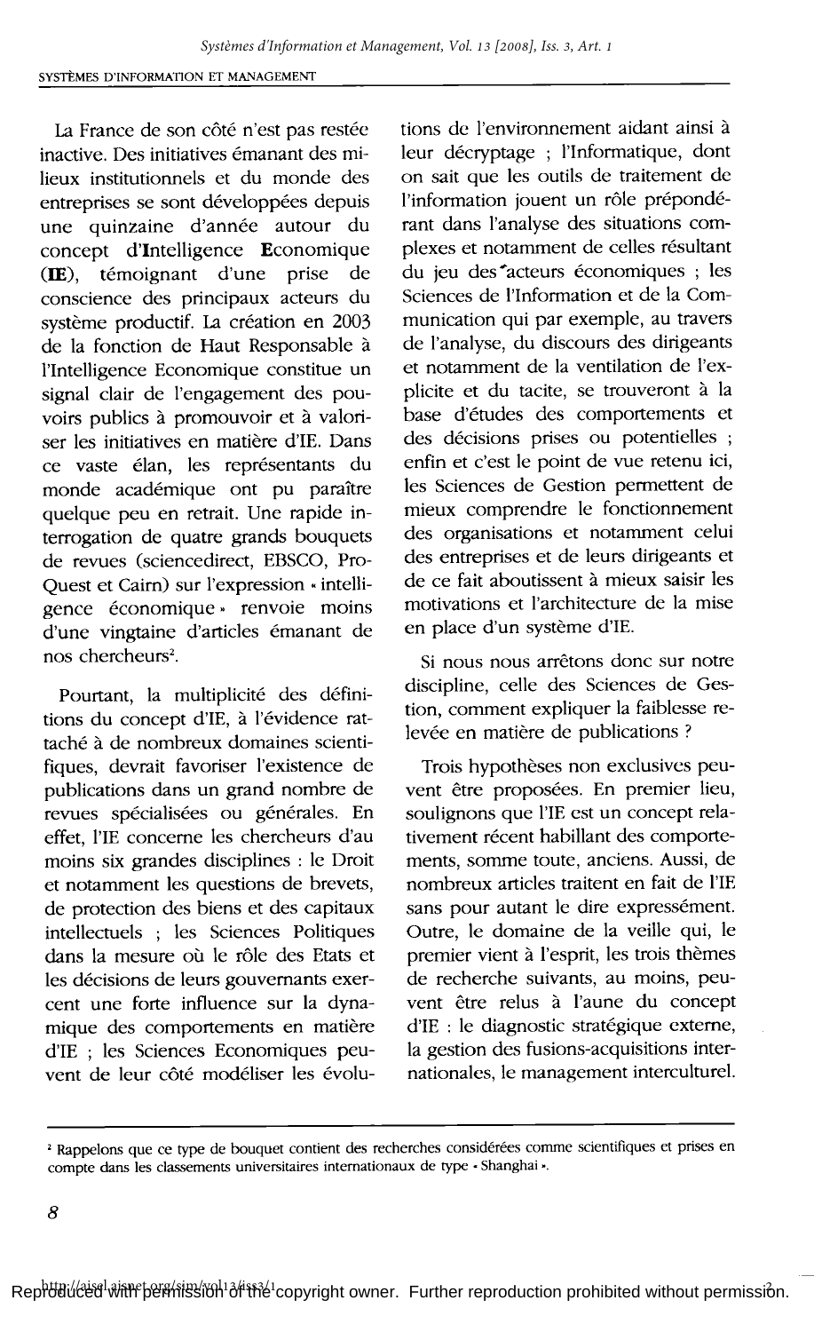La France de son côté n'est pas restée inactive. Des initiatives émanant des milieux institutionnels et du monde des entreprises se sont développées depuis une quinzaine d'année autour du concept d'**I**ntelligence **E**conomique (**IE**), témoignant d'une prise de conscience des principaux acteurs du système productif. La création en 2003 de la fonction de Haut Responsable à l'Intelligence Economique constitue un signal clair de l'engagement des pouvoirs publics à promouvoir et à valoriser les initiatives en matière d'IE. Dans ce vaste élan, les représentants du monde académique ont pu paraître quelque peu en retrait. Une rapide interrogation de quatre grands bouquets de revues (sciencedirect, EBSCO, ProQuest et Cairn) sur l'expression « intelligence économique » renvoie moins d'une vingtaine d'articles émanant de nos chercheurs[2].

Pourtant, la multiplicité des définitions du concept d'IE, à l'évidence rattaché à de nombreux domaines scientifiques, devrait favoriser l'existence de publications dans un grand nombre de revues spécialisées ou générales. En effet, l'IE concerne les chercheurs d'au moins six grandes disciplines : le Droit et notamment les questions de brevets, de protection des biens et des capitaux intellectuels ; les Sciences Politiques dans la mesure où le rôle des Etats et les décisions de leurs gouvernants exercent une forte influence sur la dynamique des comportements en matière d'IE ; les Sciences Economiques peuvent de leur côté modéliser les évolutions de l'environnement aidant ainsi à leur décryptage ; l'Informatique, dont on sait que les outils de traitement de l'information jouent un rôle prépondérant dans l'analyse des situations complexes et notamment de celles résultant du jeu des acteurs économiques ; les Sciences de l'Information et de la Communication qui par exemple, au travers de l'analyse, du discours des dirigeants et notamment de la ventilation de l'explicite et du tacite, se trouveront à la base d'études des comportements et des décisions prises ou potentielles ; enfin et c'est le point de vue retenu ici, les Sciences de Gestion permettent de mieux comprendre le fonctionnement des organisations et notamment celui des entreprises et de leurs dirigeants et de ce fait aboutissent à mieux saisir les motivations et l'architecture de la mise en place d'un système d'IE.

Si nous nous arrêtons donc sur notre discipline, celle des Sciences de Gestion, comment expliquer la faiblesse relevée en matière de publications ?

Trois hypothèses non exclusives peuvent être proposées. En premier lieu, soulignons que l'IE est un concept relativement récent habillant des comportements, somme toute, anciens. Aussi, de nombreux articles traitent en fait de l'IE sans pour autant le dire expressément. Outre, le domaine de la veille qui, le premier vient à l'esprit, les trois thèmes de recherche suivants, au moins, peuvent être relus à l'aune du concept d'IE : le diagnostic stratégique externe, la gestion des fusions-acquisitions internationales, le management interculturel.

---

[2] Rappelons que ce type de bouquet contient des recherches considérées comme scientifiques et prises en compte dans les classements universitaires internationaux de type « Shanghai ».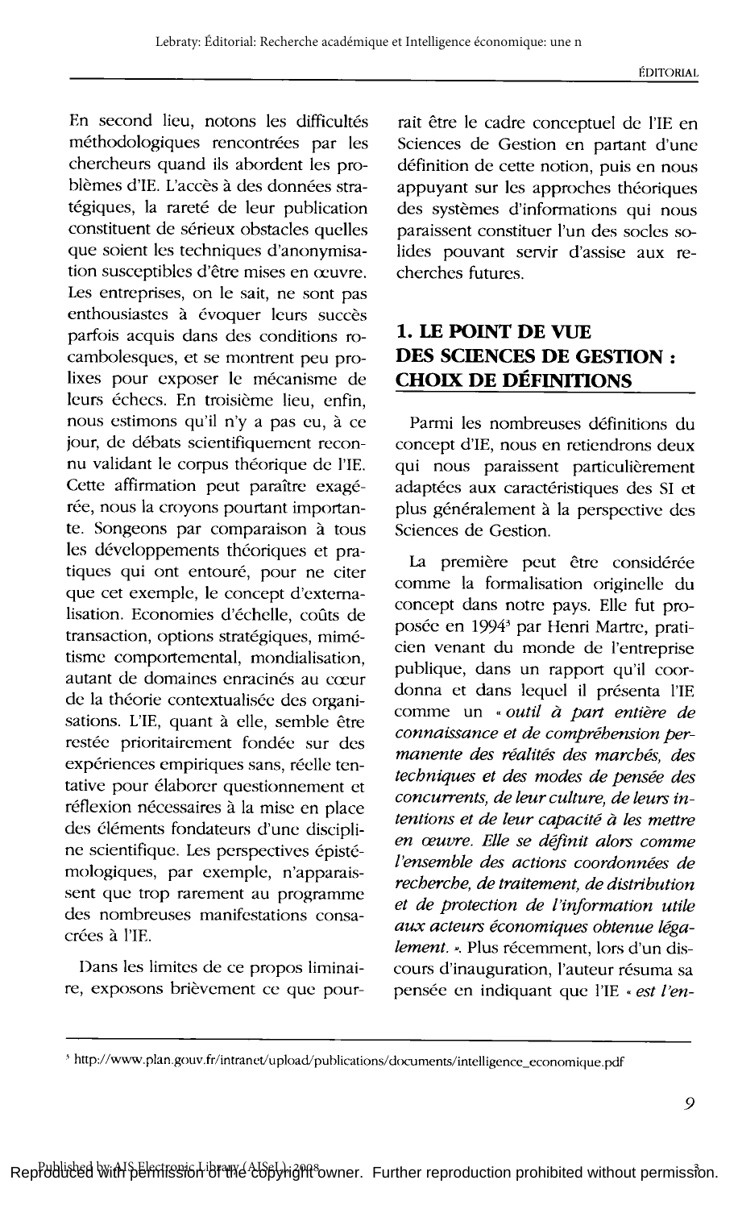En second lieu, notons les difficultés méthodologiques rencontrées par les chercheurs quand ils abordent les problèmes d'IE. L'accès à des données stratégiques, la rareté de leur publication constituent de sérieux obstacles quelles que soient les techniques d'anonymisation susceptibles d'être mises en œuvre. Les entreprises, on le sait, ne sont pas enthousiastes à évoquer leurs succès parfois acquis dans des conditions rocambolesques, et se montrent peu prolixes pour exposer le mécanisme de leurs échecs. En troisième lieu, enfin, nous estimons qu'il n'y a pas eu, à ce jour, de débats scientifiquement reconnu validant le corpus théorique de l'IE. Cette affirmation peut paraître exagérée, nous la croyons pourtant importante. Songeons par comparaison à tous les développements théoriques et pratiques qui ont entouré, pour ne citer que cet exemple, le concept d'externalisation. Economies d'échelle, coûts de transaction, options stratégiques, mimétisme comportemental, mondialisation, autant de domaines enracinés au cœur de la théorie contextualisée des organisations. L'IE, quant à elle, semble être restée prioritairement fondée sur des expériences empiriques sans, réelle tentative pour élaborer questionnement et réflexion nécessaires à la mise en place des éléments fondateurs d'une discipline scientifique. Les perspectives épistémologiques, par exemple, n'apparaissent que trop rarement au programme des nombreuses manifestations consacrées à l'IE.

Dans les limites de ce propos liminaire, exposons brièvement ce que pourrait être le cadre conceptuel de l'IE en Sciences de Gestion en partant d'une définition de cette notion, puis en nous appuyant sur les approches théoriques des systèmes d'informations qui nous paraissent constituer l'un des socles solides pouvant servir d'assise aux recherches futures.

## 1. LE POINT DE VUE DES SCIENCES DE GESTION : CHOIX DE DÉFINITIONS

Parmi les nombreuses définitions du concept d'IE, nous en retiendrons deux qui nous paraissent particulièrement adaptées aux caractéristiques des SI et plus généralement à la perspective des Sciences de Gestion.

La première peut être considérée comme la formalisation originelle du concept dans notre pays. Elle fut proposée en 1994[3] par Henri Martre, praticien venant du monde de l'entreprise publique, dans un rapport qu'il coordonna et dans lequel il présenta l'IE comme un « *outil à part entière de connaissance et de compréhension permanente des réalités des marchés, des techniques et des modes de pensée des concurrents, de leur culture, de leurs intentions et de leur capacité à les mettre en œuvre. Elle se définit alors comme l'ensemble des actions coordonnées de recherche, de traitement, de distribution et de protection de l'information utile aux acteurs économiques obtenue légalement.* ». Plus récemment, lors d'un discours d'inauguration, l'auteur résuma sa pensée en indiquant que l'IE « *est l'en-*

[3] http://www.plan.gouv.fr/intranet/upload/publications/documents/intelligence_economique.pdf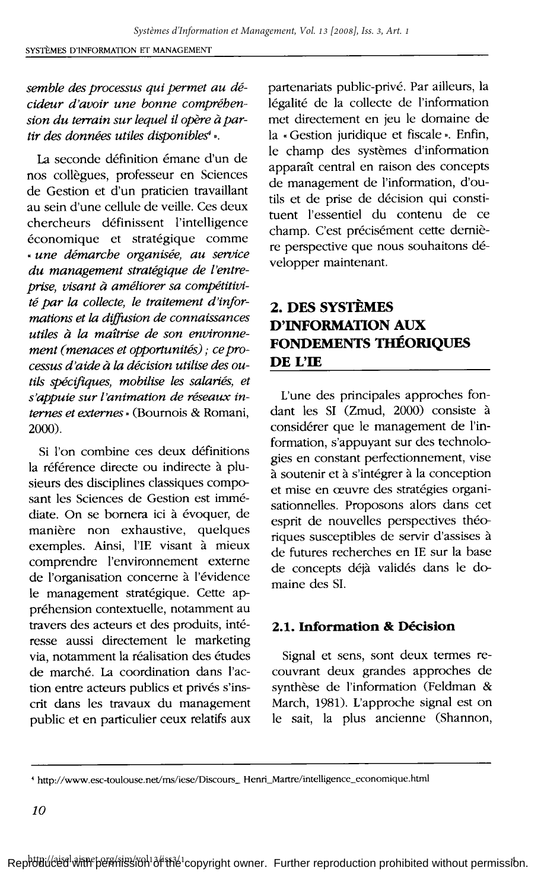*semble des processus qui permet au décideur d'avoir une bonne compréhension du terrain sur lequel il opère à partir des données utiles disponibles*[4] ».

La seconde définition émane d'un de nos collègues, professeur en Sciences de Gestion et d'un praticien travaillant au sein d'une cellule de veille. Ces deux chercheurs définissent l'intelligence économique et stratégique comme « *une démarche organisée, au service du management stratégique de l'entreprise, visant à améliorer sa compétitivité par la collecte, le traitement d'informations et la diffusion de connaissances utiles à la maîtrise de son environnement (menaces et opportunités) ; ce processus d'aide à la décision utilise des outils spécifiques, mobilise les salariés, et s'appuie sur l'animation de réseaux internes et externes* » (Bournois & Romani, 2000).

Si l'on combine ces deux définitions la référence directe ou indirecte à plusieurs des disciplines classiques composant les Sciences de Gestion est immédiate. On se bornera ici à évoquer, de manière non exhaustive, quelques exemples. Ainsi, l'IE visant à mieux comprendre l'environnement externe de l'organisation concerne à l'évidence le management stratégique. Cette appréhension contextuelle, notamment au travers des acteurs et des produits, intéresse aussi directement le marketing via, notamment la réalisation des études de marché. La coordination dans l'action entre acteurs publics et privés s'inscrit dans les travaux du management public et en particulier ceux relatifs aux partenariats public-privé. Par ailleurs, la légalité de la collecte de l'information met directement en jeu le domaine de la « Gestion juridique et fiscale ». Enfin, le champ des systèmes d'information apparaît central en raison des concepts de management de l'information, d'outils et de prise de décision qui constituent l'essentiel du contenu de ce champ. C'est précisément cette dernière perspective que nous souhaitons développer maintenant.

## 2. DES SYSTÈMES D'INFORMATION AUX FONDEMENTS THÉORIQUES DE L'IE

L'une des principales approches fondant les SI (Zmud, 2000) consiste à considérer que le management de l'information, s'appuyant sur des technologies en constant perfectionnement, vise à soutenir et à s'intégrer à la conception et mise en œuvre des stratégies organisationnelles. Proposons alors dans cet esprit de nouvelles perspectives théoriques susceptibles de servir d'assises à de futures recherches en IE sur la base de concepts déjà validés dans le domaine des SI.

### 2.1. Information & Décision

Signal et sens, sont deux termes recouvrant deux grandes approches de synthèse de l'information (Feldman & March, 1981). L'approche signal est on le sait, la plus ancienne (Shannon,

---

[4] http://www.esc-toulouse.net/ms/iese/Discours_ Henri_Martre/intelligence_economique.html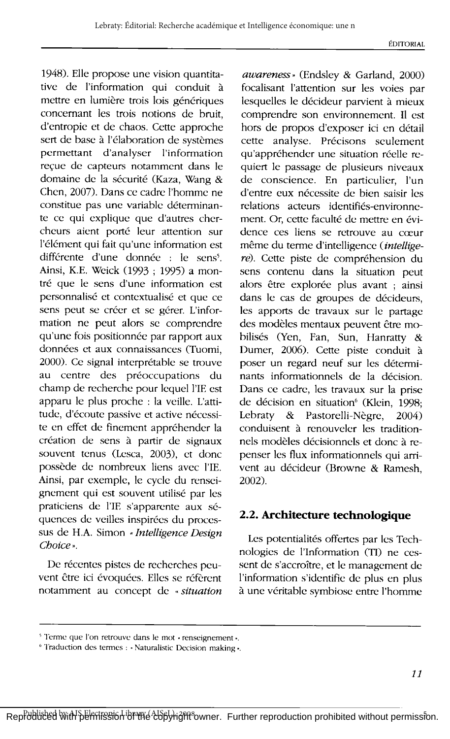1948). Elle propose une vision quantitative de l'information qui conduit à mettre en lumière trois lois génériques concernant les trois notions de bruit, d'entropie et de chaos. Cette approche sert de base à l'élaboration de systèmes permettant d'analyser l'information reçue de capteurs notamment dans le domaine de la sécurité (Kaza, Wang & Chen, 2007). Dans ce cadre l'homme ne constitue pas une variable déterminante ce qui explique que d'autres chercheurs aient porté leur attention sur l'élément qui fait qu'une information est différente d'une donnée : le sens[5]. Ainsi, K.E. Weick (1993 ; 1995) a montré que le sens d'une information est personnalisé et contextualisé et que ce sens peut se créer et se gérer. L'information ne peut alors se comprendre qu'une fois positionnée par rapport aux données et aux connaissances (Tuomi, 2000). Ce signal interprétable se trouve au centre des préoccupations du champ de recherche pour lequel l'IE est apparu le plus proche : la veille. L'attitude, d'écoute passive et active nécessite en effet de finement appréhender la création de sens à partir de signaux souvent tenus (Lesca, 2003), et donc possède de nombreux liens avec l'IE. Ainsi, par exemple, le cycle du renseignement qui est souvent utilisé par les praticiens de l'IE s'apparente aux séquences de veilles inspirées du processus de H.A. Simon « *Intelligence Design Choice* ».

De récentes pistes de recherches peuvent être ici évoquées. Elles se réfèrent notamment au concept de « *situation awareness* » (Endsley & Garland, 2000) focalisant l'attention sur les voies par lesquelles le décideur parvient à mieux comprendre son environnement. Il est hors de propos d'exposer ici en détail cette analyse. Précisons seulement qu'appréhender une situation réelle requiert le passage de plusieurs niveaux de conscience. En particulier, l'un d'entre eux nécessite de bien saisir les relations acteurs identifiés-environnement. Or, cette faculté de mettre en évidence ces liens se retrouve au cœur même du terme d'intelligence (*intelligere*). Cette piste de compréhension du sens contenu dans la situation peut alors être explorée plus avant ; ainsi dans le cas de groupes de décideurs, les apports de travaux sur le partage des modèles mentaux peuvent être mobilisés (Yen, Fan, Sun, Hanratty & Dumer, 2006). Cette piste conduit à poser un regard neuf sur les déterminants informationnels de la décision. Dans ce cadre, les travaux sur la prise de décision en situation[6] (Klein, 1998; Lebraty & Pastorelli-Nègre, 2004) conduisent à renouveler les traditionnels modèles décisionnels et donc à repenser les flux informationnels qui arrivent au décideur (Browne & Ramesh, 2002).

## 2.2. Architecture technologique

Les potentialités offertes par les Technologies de l'Information (TI) ne cessent de s'accroître, et le management de l'information s'identifie de plus en plus à une véritable symbiose entre l'homme

---

[5] Terme que l'on retrouve dans le mot « renseignement ».

[6] Traduction des termes : « Naturalistic Decision making ».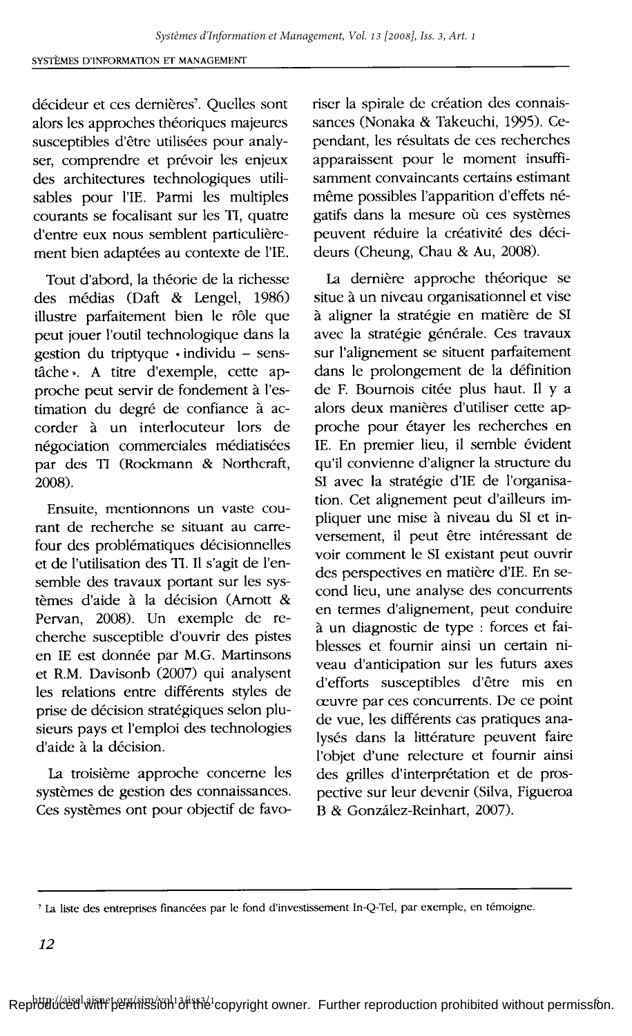décideur et ces dernières[7]. Quelles sont alors les approches théoriques majeures susceptibles d'être utilisées pour analyser, comprendre et prévoir les enjeux des architectures technologiques utilisables pour l'IE. Parmi les multiples courants se focalisant sur les TI, quatre d'entre eux nous semblent particulièrement bien adaptées au contexte de l'IE.

Tout d'abord, la théorie de la richesse des médias (Daft & Lengel, 1986) illustre parfaitement bien le rôle que peut jouer l'outil technologique dans la gestion du triptyque « individu – sens-tâche ». A titre d'exemple, cette approche peut servir de fondement à l'estimation du degré de confiance à accorder à un interlocuteur lors de négociation commerciales médiatisées par des TI (Rockmann & Northcraft, 2008).

Ensuite, mentionnons un vaste courant de recherche se situant au carrefour des problématiques décisionnelles et de l'utilisation des TI. Il s'agit de l'ensemble des travaux portant sur les systèmes d'aide à la décision (Arnott & Pervan, 2008). Un exemple de recherche susceptible d'ouvrir des pistes en IE est donnée par M.G. Martinsons et R.M. Davisonb (2007) qui analysent les relations entre différents styles de prise de décision stratégiques selon plusieurs pays et l'emploi des technologies d'aide à la décision.

La troisième approche concerne les systèmes de gestion des connaissances. Ces systèmes ont pour objectif de favoriser la spirale de création des connaissances (Nonaka & Takeuchi, 1995). Cependant, les résultats de ces recherches apparaissent pour le moment insuffisamment convaincants certains estimant même possibles l'apparition d'effets négatifs dans la mesure où ces systèmes peuvent réduire la créativité des décideurs (Cheung, Chau & Au, 2008).

La dernière approche théorique se situe à un niveau organisationnel et vise à aligner la stratégie en matière de SI avec la stratégie générale. Ces travaux sur l'alignement se situent parfaitement dans le prolongement de la définition de F. Bournois citée plus haut. Il y a alors deux manières d'utiliser cette approche pour étayer les recherches en IE. En premier lieu, il semble évident qu'il convienne d'aligner la structure du SI avec la stratégie d'IE de l'organisation. Cet alignement peut d'ailleurs impliquer une mise à niveau du SI et inversement, il peut être intéressant de voir comment le SI existant peut ouvrir des perspectives en matière d'IE. En second lieu, une analyse des concurrents en termes d'alignement, peut conduire à un diagnostic de type : forces et faiblesses et fournir ainsi un certain niveau d'anticipation sur les futurs axes d'efforts susceptibles d'être mis en œuvre par ces concurrents. De ce point de vue, les différents cas pratiques analysés dans la littérature peuvent faire l'objet d'une relecture et fournir ainsi des grilles d'interprétation et de prospective sur leur devenir (Silva, Figueroa B & González-Reinhart, 2007).

---

[7] La liste des entreprises financées par le fond d'investissement In-Q-Tel, par exemple, en témoigne.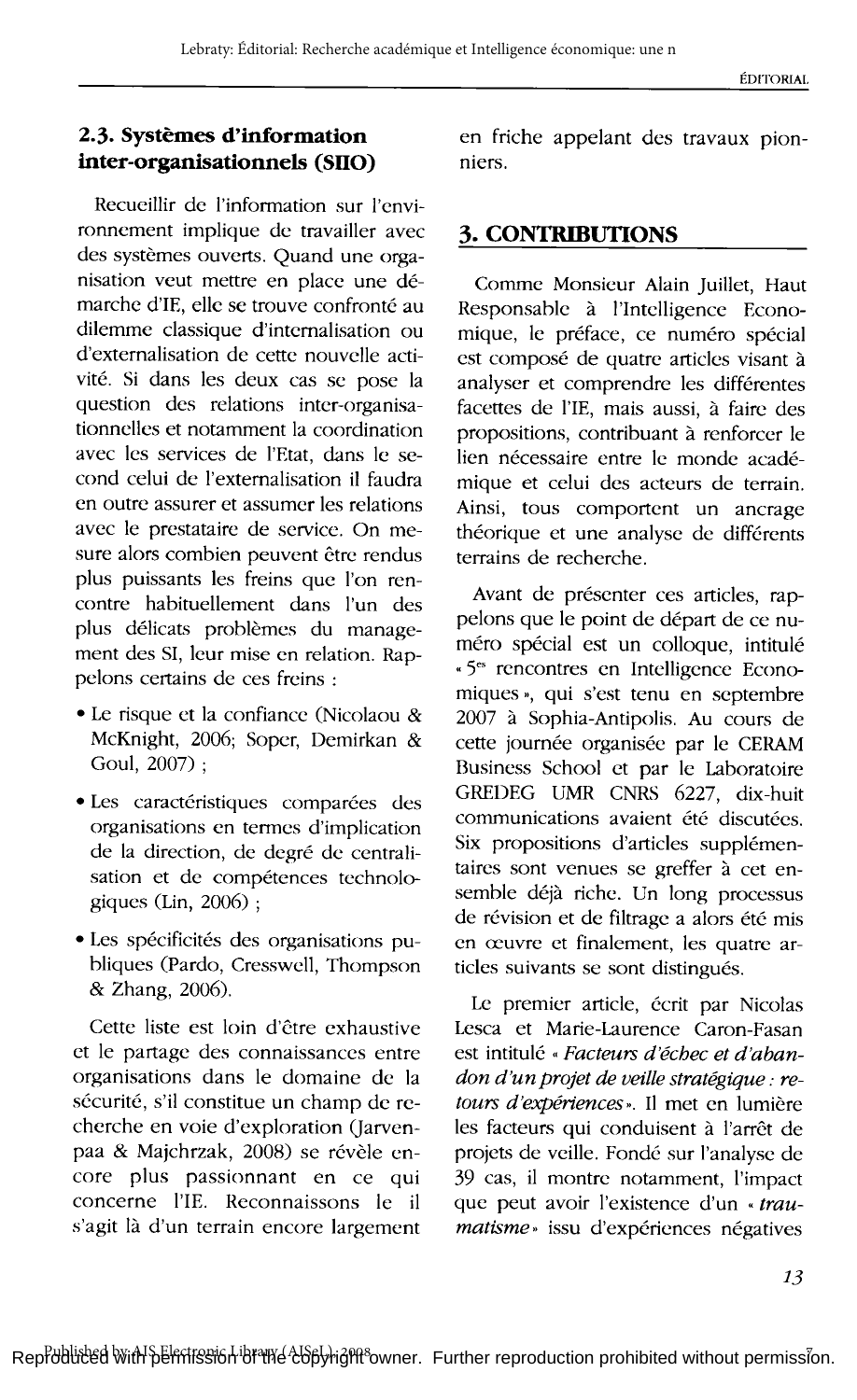### 2.3. Systèmes d'information inter-organisationnels (SIIO)

Recueillir de l'information sur l'environnement implique de travailler avec des systèmes ouverts. Quand une organisation veut mettre en place une démarche d'IE, elle se trouve confronté au dilemme classique d'internalisation ou d'externalisation de cette nouvelle activité. Si dans les deux cas se pose la question des relations inter-organisationnelles et notamment la coordination avec les services de l'Etat, dans le second celui de l'externalisation il faudra en outre assurer et assumer les relations avec le prestataire de service. On mesure alors combien peuvent être rendus plus puissants les freins que l'on rencontre habituellement dans l'un des plus délicats problèmes du management des SI, leur mise en relation. Rappelons certains de ces freins :

- Le risque et la confiance (Nicolaou & McKnight, 2006; Soper, Demirkan & Goul, 2007) ;
- Les caractéristiques comparées des organisations en termes d'implication de la direction, de degré de centralisation et de compétences technologiques (Lin, 2006) ;
- Les spécificités des organisations publiques (Pardo, Cresswell, Thompson & Zhang, 2006).

Cette liste est loin d'être exhaustive et le partage des connaissances entre organisations dans le domaine de la sécurité, s'il constitue un champ de recherche en voie d'exploration (Jarvenpaa & Majchrzak, 2008) se révèle encore plus passionnant en ce qui concerne l'IE. Reconnaissons le il s'agit là d'un terrain encore largement en friche appelant des travaux pionniers.

## 3. CONTRIBUTIONS

Comme Monsieur Alain Juillet, Haut Responsable à l'Intelligence Economique, le préface, ce numéro spécial est composé de quatre articles visant à analyser et comprendre les différentes facettes de l'IE, mais aussi, à faire des propositions, contribuant à renforcer le lien nécessaire entre le monde académique et celui des acteurs de terrain. Ainsi, tous comportent un ancrage théorique et une analyse de différents terrains de recherche.

Avant de présenter ces articles, rappelons que le point de départ de ce numéro spécial est un colloque, intitulé « 5es rencontres en Intelligence Economiques », qui s'est tenu en septembre 2007 à Sophia-Antipolis. Au cours de cette journée organisée par le CERAM Business School et par le Laboratoire GREDEG UMR CNRS 6227, dix-huit communications avaient été discutées. Six propositions d'articles supplémentaires sont venues se greffer à cet ensemble déjà riche. Un long processus de révision et de filtrage a alors été mis en œuvre et finalement, les quatre articles suivants se sont distingués.

Le premier article, écrit par Nicolas Lesca et Marie-Laurence Caron-Fasan est intitulé « *Facteurs d'échec et d'abandon d'un projet de veille stratégique : retours d'expériences* ». Il met en lumière les facteurs qui conduisent à l'arrêt de projets de veille. Fondé sur l'analyse de 39 cas, il montre notamment, l'impact que peut avoir l'existence d'un « *traumatisme* » issu d'expériences négatives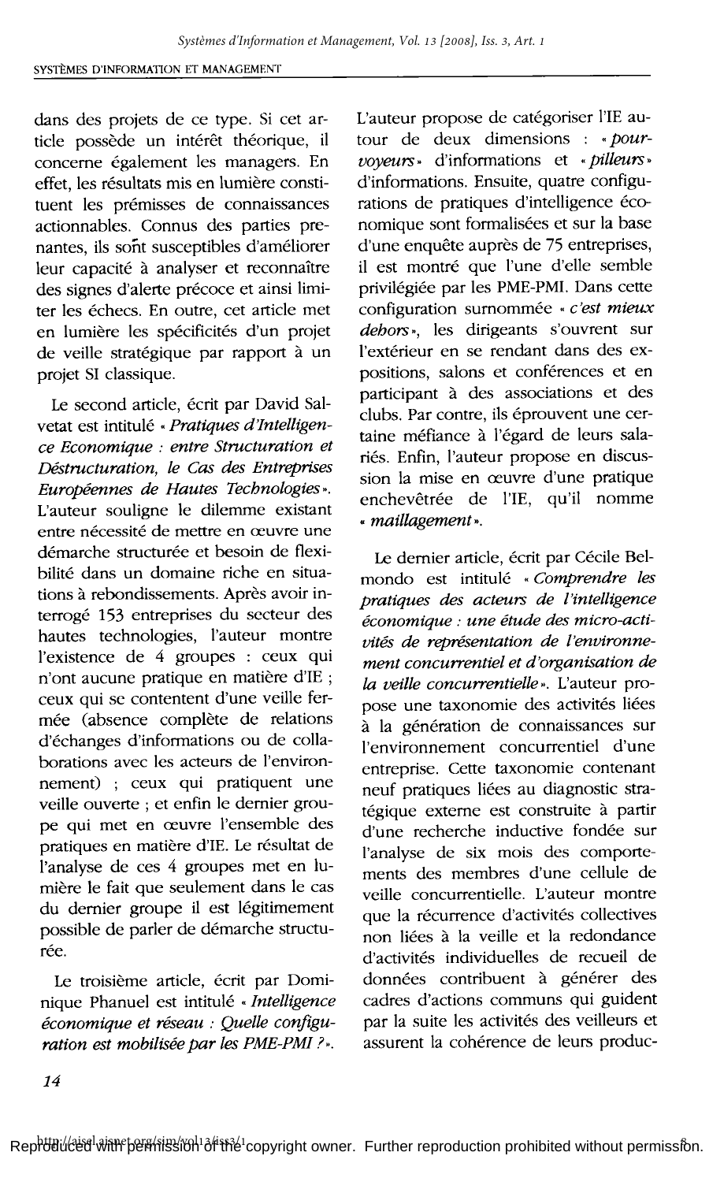dans des projets de ce type. Si cet article possède un intérêt théorique, il concerne également les managers. En effet, les résultats mis en lumière constituent les prémisses de connaissances actionnables. Connus des parties prenantes, ils sont susceptibles d'améliorer leur capacité à analyser et reconnaître des signes d'alerte précoce et ainsi limiter les échecs. En outre, cet article met en lumière les spécificités d'un projet de veille stratégique par rapport à un projet SI classique.

Le second article, écrit par David Salvetat est intitulé « *Pratiques d'Intelligence Economique : entre Structuration et Déstructuration, le Cas des Entreprises Européennes de Hautes Technologies* ». L'auteur souligne le dilemme existant entre nécessité de mettre en œuvre une démarche structurée et besoin de flexibilité dans un domaine riche en situations à rebondissements. Après avoir interrogé 153 entreprises du secteur des hautes technologies, l'auteur montre l'existence de 4 groupes : ceux qui n'ont aucune pratique en matière d'IE ; ceux qui se contentent d'une veille fermée (absence complète de relations d'échanges d'informations ou de collaborations avec les acteurs de l'environnement) ; ceux qui pratiquent une veille ouverte ; et enfin le dernier groupe qui met en œuvre l'ensemble des pratiques en matière d'IE. Le résultat de l'analyse de ces 4 groupes met en lumière le fait que seulement dans le cas du dernier groupe il est légitimement possible de parler de démarche structurée.

Le troisième article, écrit par Dominique Phanuel est intitulé « *Intelligence économique et réseau : Quelle configuration est mobilisée par les PME-PMI ?* ». L'auteur propose de catégoriser l'IE autour de deux dimensions : « *pourvoyeurs* » d'informations et « *pilleurs* » d'informations. Ensuite, quatre configurations de pratiques d'intelligence économique sont formalisées et sur la base d'une enquête auprès de 75 entreprises, il est montré que l'une d'elle semble privilégiée par les PME-PMI. Dans cette configuration surnommée « *c'est mieux dehors* », les dirigeants s'ouvrent sur l'extérieur en se rendant dans des expositions, salons et conférences et en participant à des associations et des clubs. Par contre, ils éprouvent une certaine méfiance à l'égard de leurs salariés. Enfin, l'auteur propose en discussion la mise en œuvre d'une pratique enchevêtrée de l'IE, qu'il nomme « *maillagement* ».

Le dernier article, écrit par Cécile Belmondo est intitulé « *Comprendre les pratiques des acteurs de l'intelligence économique : une étude des micro-activités de représentation de l'environnement concurrentiel et d'organisation de la veille concurrentielle* ». L'auteur propose une taxonomie des activités liées à la génération de connaissances sur l'environnement concurrentiel d'une entreprise. Cette taxonomie contenant neuf pratiques liées au diagnostic stratégique externe est construite à partir d'une recherche inductive fondée sur l'analyse de six mois des comportements des membres d'une cellule de veille concurrentielle. L'auteur montre que la récurrence d'activités collectives non liées à la veille et la redondance d'activités individuelles de recueil de données contribuent à générer des cadres d'actions communs qui guident par la suite les activités des veilleurs et assurent la cohérence de leurs produc-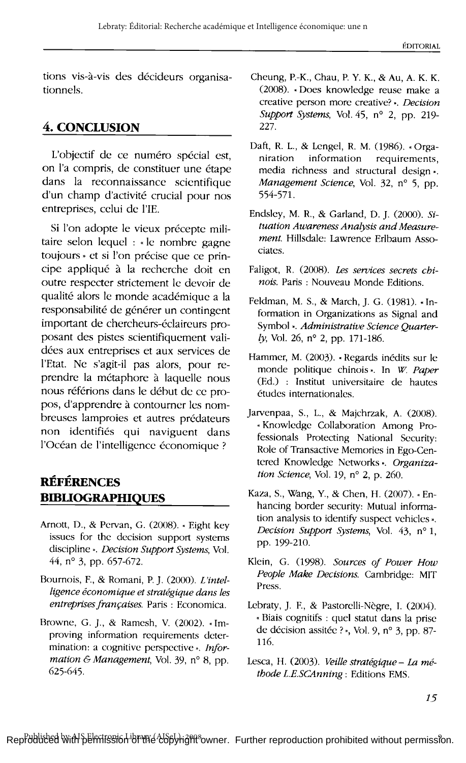tions vis-à-vis des décideurs organisationnels.

## 4. CONCLUSION

L'objectif de ce numéro spécial est, on l'a compris, de constituer une étape dans la reconnaissance scientifique d'un champ d'activité crucial pour nos entreprises, celui de l'IE.

Si l'on adopte le vieux précepte militaire selon lequel : « le nombre gagne toujours » et si l'on précise que ce principe appliqué à la recherche doit en outre respecter strictement le devoir de qualité alors le monde académique a la responsabilité de générer un contingent important de chercheurs-éclaireurs proposant des pistes scientifiquement validées aux entreprises et aux services de l'Etat. Ne s'agit-il pas alors, pour reprendre la métaphore à laquelle nous nous référions dans le début de ce propos, d'apprendre à contourner les nombreuses lamproies et autres prédateurs non identifiés qui naviguent dans l'Océan de l'intelligence économique ?

## RÉFÉRENCES BIBLIOGRAPHIQUES

Arnott, D., & Pervan, G. (2008). « Eight key issues for the decision support systems discipline ». *Decision Support Systems*, Vol. 44, n° 3, pp. 657-672.

Bournois, F., & Romani, P. J. (2000). *L'intelligence économique et stratégique dans les entreprises françaises.* Paris : Economica.

Browne, G. J., & Ramesh, V. (2002). « Improving information requirements determination: a cognitive perspective ». *Information & Management*, Vol. 39, n° 8, pp. 625-645.

Cheung, P.-K., Chau, P. Y. K., & Au, A. K. K. (2008). « Does knowledge reuse make a creative person more creative? ». *Decision Support Systems*, Vol. 45, n° 2, pp. 219-227.

Daft, R. L., & Lengel, R. M. (1986). « Organiration information requirements, media richness and structural design ». *Management Science*, Vol. 32, n° 5, pp. 554-571.

Endsley, M. R., & Garland, D. J. (2000). *Situation Awareness Analysis and Measurement.* Hillsdale: Lawrence Erlbaum Associates.

Faligot, R. (2008). *Les services secrets chinois.* Paris : Nouveau Monde Editions.

Feldman, M. S., & March, J. G. (1981). « Information in Organizations as Signal and Symbol ». *Administrative Science Quarterly*, Vol. 26, n° 2, pp. 171-186.

Hammer, M. (2003). « Regards inédits sur le monde politique chinois ». In *W. Paper* (Ed.) : Institut universitaire de hautes études internationales.

Jarvenpaa, S., L., & Majchrzak, A. (2008). « Knowledge Collaboration Among Professionals Protecting National Security: Role of Transactive Memories in Ego-Centered Knowledge Networks ». *Organization Science*, Vol. 19, n° 2, p. 260.

Kaza, S., Wang, Y., & Chen, H. (2007). « Enhancing border security: Mutual information analysis to identify suspect vehicles ». *Decision Support Systems*, Vol. 43, n° 1, pp. 199-210.

Klein, G. (1998). *Sources of Power How People Make Decisions.* Cambridge: MIT Press.

Lebraty, J. F., & Pastorelli-Nègre, I. (2004). « Biais cognitifs : quel statut dans la prise de décision assitée ? », Vol. 9, n° 3, pp. 87-116.

Lesca, H. (2003). *Veille stratégique – La méthode L.E.SCAnning* : Editions EMS.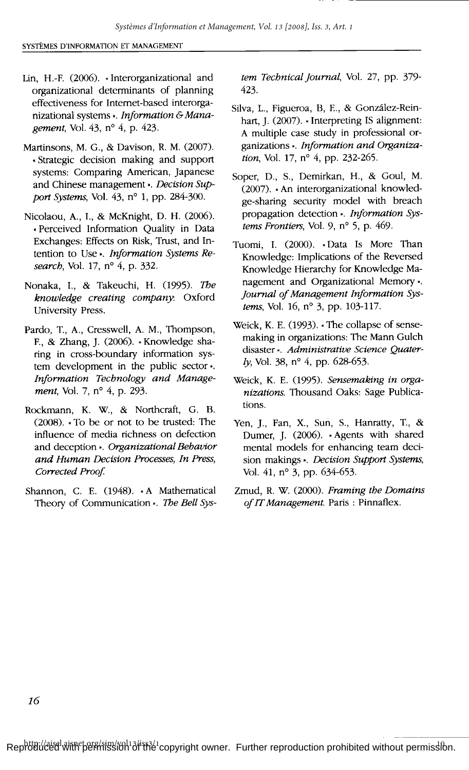Lin, H.-F. (2006). « Interorganizational and organizational determinants of planning effectiveness for Internet-based interorganizational systems ». *Information & Management*, Vol. 43, n° 4, p. 423.

Martinsons, M. G., & Davison, R. M. (2007). « Strategic decision making and support systems: Comparing American, Japanese and Chinese management ». *Decision Support Systems*, Vol. 43, n° 1, pp. 284-300.

Nicolaou, A., I., & McKnight, D. H. (2006). « Perceived Information Quality in Data Exchanges: Effects on Risk, Trust, and Intention to Use ». *Information Systems Research*, Vol. 17, n° 4, p. 332.

Nonaka, I., & Takeuchi, H. (1995). *The knowledge creating company*. Oxford University Press.

Pardo, T., A., Cresswell, A. M., Thompson, F., & Zhang, J. (2006). « Knowledge sharing in cross-boundary information system development in the public sector ». *Information Technology and Management*, Vol. 7, n° 4, p. 293.

Rockmann, K. W., & Northcraft, G. B. (2008). « To be or not to be trusted: The influence of media richness on defection and deception ». *Organizational Behavior and Human Decision Processes, In Press, Corrected Proof*.

Shannon, C. E. (1948). « A Mathematical Theory of Communication ». *The Bell System Technical Journal*, Vol. 27, pp. 379-423.

Silva, L., Figueroa, B, E., & González-Reinhart, J. (2007). « Interpreting IS alignment: A multiple case study in professional organizations ». *Information and Organization*, Vol. 17, n° 4, pp. 232-265.

Soper, D., S., Demirkan, H., & Goul, M. (2007). « An interorganizational knowledge-sharing security model with breach propagation detection ». *Information Systems Frontiers*, Vol. 9, n° 5, p. 469.

Tuomi, I. (2000). « Data Is More Than Knowledge: Implications of the Reversed Knowledge Hierarchy for Knowledge Management and Organizational Memory ». *Journal of Management Information Systems*, Vol. 16, n° 3, pp. 103-117.

Weick, K. E. (1993). « The collapse of sensemaking in organizations: The Mann Gulch disaster ». *Administrative Science Quaterly*, Vol. 38, n° 4, pp. 628-653.

Weick, K. E. (1995). *Sensemaking in organizations*. Thousand Oaks: Sage Publications.

Yen, J., Fan, X., Sun, S., Hanratty, T., & Dumer, J. (2006). « Agents with shared mental models for enhancing team decision makings ». *Decision Support Systems*, Vol. 41, n° 3, pp. 634-653.

Zmud, R. W. (2000). *Framing the Domains of IT Management*. Paris : Pinnaflex.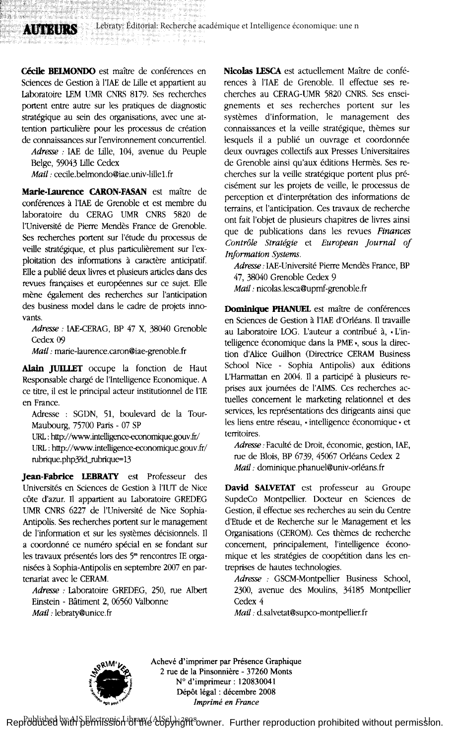# AUTEURS

**Cécile BELMONDO** est maître de conférences en Sciences de Gestion à l'IAE de Lille et appartient au Laboratoire LEM UMR CNRS 8179. Ses recherches portent entre autre sur les pratiques de diagnostic stratégique au sein des organisations, avec une attention particulière pour les processus de création de connaissances sur l'environnement concurrentiel.

*Adresse :* IAE de Lille, 104, avenue du Peuple Belge, 59043 Lille Cedex
*Mail :* cecile.belmondo@iae.univ-lille1.fr

**Marie-Laurence CARON-FASAN** est maître de conférences à l'IAE de Grenoble et est membre du laboratoire du CERAG UMR CNRS 5820 de l'Université de Pierre Mendès France de Grenoble. Ses recherches portent sur l'étude du processus de veille stratégique, et plus particulièrement sur l'exploitation des informations à caractère anticipatif. Elle a publié deux livres et plusieurs articles dans des revues françaises et européennes sur ce sujet. Elle mène également des recherches sur l'anticipation des business model dans le cadre de projets innovants.

*Adresse :* IAE-CERAG, BP 47 X, 38040 Grenoble Cedex 09
*Mail :* marie-laurence.caron@iae-grenoble.fr

**Alain JUILLET** occupe la fonction de Haut Responsable chargé de l'Intelligence Economique. A ce titre, il est le principal acteur institutionnel de l'IE en France.

Adresse : SGDN, 51, boulevard de la Tour-Maubourg, 75700 Paris - 07 SP
URL : http://www.intelligence-economique.gouv.fr/
URL : http://www.intelligence-economique.gouv.fr/rubrique.php3?id_rubrique=13

**Jean-Fabrice LEBRATY** est Professeur des Universités en Sciences de Gestion à l'IUT de Nice côte d'azur. Il appartient au Laboratoire GREDEG UMR CNRS 6227 de l'Université de Nice Sophia-Antipolis. Ses recherches portent sur le management de l'information et sur les systèmes décisionnels. Il a coordonné ce numéro spécial en se fondant sur les travaux présentés lors des 5es rencontres IE organisées à Sophia-Antipolis en septembre 2007 en partenariat avec le CERAM.

*Adresse :* Laboratoire GREDEG, 250, rue Albert Einstein - Bâtiment 2, 06560 Valbonne
*Mail :* lebraty@unice.fr

**Nicolas LESCA** est actuellement Maître de conférences à l'IAE de Grenoble. Il effectue ses recherches au CERAG-UMR 5820 CNRS. Ses enseignements et ses recherches portent sur les systèmes d'information, le management des connaissances et la veille stratégique, thèmes sur lesquels il a publié un ouvrage et coordonnée deux ouvrages collectifs aux Presses Universitaires de Grenoble ainsi qu'aux éditions Hermès. Ses recherches sur la veille stratégique portent plus précisément sur les projets de veille, le processus de perception et d'interprétation des informations de terrains, et l'anticipation. Ces travaux de recherche ont fait l'objet de plusieurs chapitres de livres ainsi que de publications dans les revues *Finances Contrôle Stratégie* et *European Journal of Information Systems*.

*Adresse :* IAE-Université Pierre Mendès France, BP 47, 38040 Grenoble Cedex 9
*Mail :* nicolas.lesca@upmf-grenoble.fr

**Dominique PHANUEL** est maître de conférences en Sciences de Gestion à l'IAE d'Orléans. Il travaille au Laboratoire LOG. L'auteur a contribué à, « L'intelligence économique dans la PME », sous la direction d'Alice Guilhon (Directrice CERAM Business School Nice - Sophia Antipolis) aux éditions L'Harmattan en 2004. Il a participé à plusieurs reprises aux journées de l'AIMS. Ces recherches actuelles concernent le marketing relationnel et des services, les représentations des dirigeants ainsi que les liens entre réseau, « intelligence économique » et territoires.

*Adresse :* Faculté de Droit, économie, gestion, IAE, rue de Blois, BP 6739, 45067 Orléans Cedex 2
*Mail :* dominique.phanuel@univ-orléans.fr

**David SALVETAT** est professeur au Groupe SupdeCo Montpellier. Docteur en Sciences de Gestion, il effectue ses recherches au sein du Centre d'Etude et de Recherche sur le Management et les Organisations (CEROM). Ces thèmes de recherche concernent, principalement, l'intelligence économique et les stratégies de coopétition dans les entreprises de hautes technologies.

*Adresse :* GSCM-Montpellier Business School, 2300, avenue des Moulins, 34185 Montpellier Cedex 4
*Mail :* d.salvetat@supco-montpellier.fr

Achevé d'imprimer par Présence Graphique
2 rue de la Pinsonnière - 37260 Monts
N° d'imprimeur : 120830041
Dépôt légal : décembre 2008
*Imprimé en France*